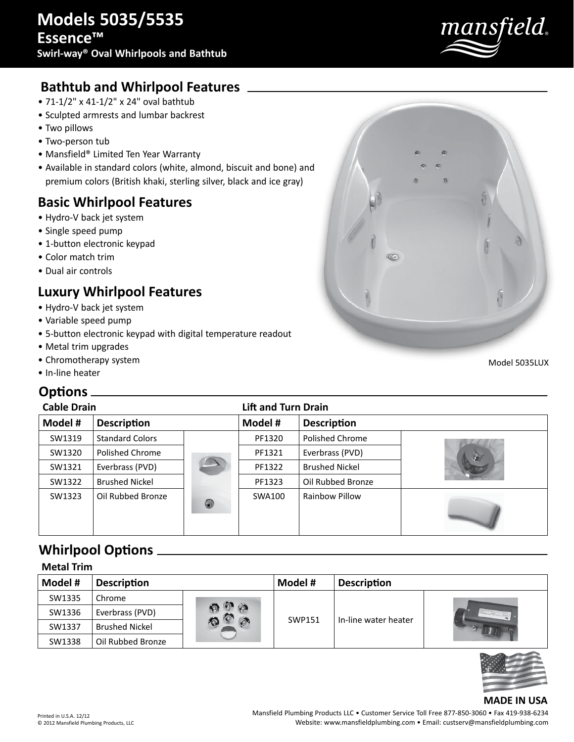# Models 5035/5535

## Essence™

### Swirl-way® Oval Whirlpools and Bathtub

## Bathtub and Whirlpool Features

- 71-1/2" x 41-1/2" x 24" oval bathtub
- Sculpted armrests and lumbar backrest
- Two pillows
- Two-person tub
- Mansfield® Limited Ten Year Warranty
- Available in standard colors (white, almond, biscuit and bone) and premium colors (British khaki, sterling silver, black and ice gray)

## Basic Whirlpool Features

- Hydro-V back jet system
- Single speed pump
- 1-button electronic keypad
- Color match trim
- Dual air controls

## Luxury Whirlpool Features

- Hydro-V back jet system
- Variable speed pump
- 5-button electronic keypad with digital temperature readout
- Metal trim upgrades
- Chromotherapy system
- In-line heater

Model 5035LUX

## Options

| Cable Drain | | Lift and Turn Drain | |
|---|---|---|---|
| **Model #** | **Description** | **Model #** | **Description** |
| SW1319 | Standard Colors | PF1320 | Polished Chrome |
| SW1320 | Polished Chrome | PF1321 | Everbrass (PVD) |
| SW1321 | Everbrass (PVD) | PF1322 | Brushed Nickel |
| SW1322 | Brushed Nickel | PF1323 | Oil Rubbed Bronze |
| SW1323 | Oil Rubbed Bronze | SWA100 | Rainbow Pillow |

## Whirlpool Options

**Metal Trim**

| Model # | Description | Model # | Description |
|---|---|---|---|
| SW1335 | Chrome | SWP151 | In-line water heater |
| SW1336 | Everbrass (PVD) | | |
| SW1337 | Brushed Nickel | | |
| SW1338 | Oil Rubbed Bronze | | |

**MADE IN USA**

Printed in U.S.A. 12/12
© 2012 Mansfield Plumbing Products, LLC

Mansfield Plumbing Products LLC • Customer Service Toll Free 877-850-3060 • Fax 419-938-6234
Website: www.mansfieldplumbing.com • Email: custserv@mansfieldplumbing.com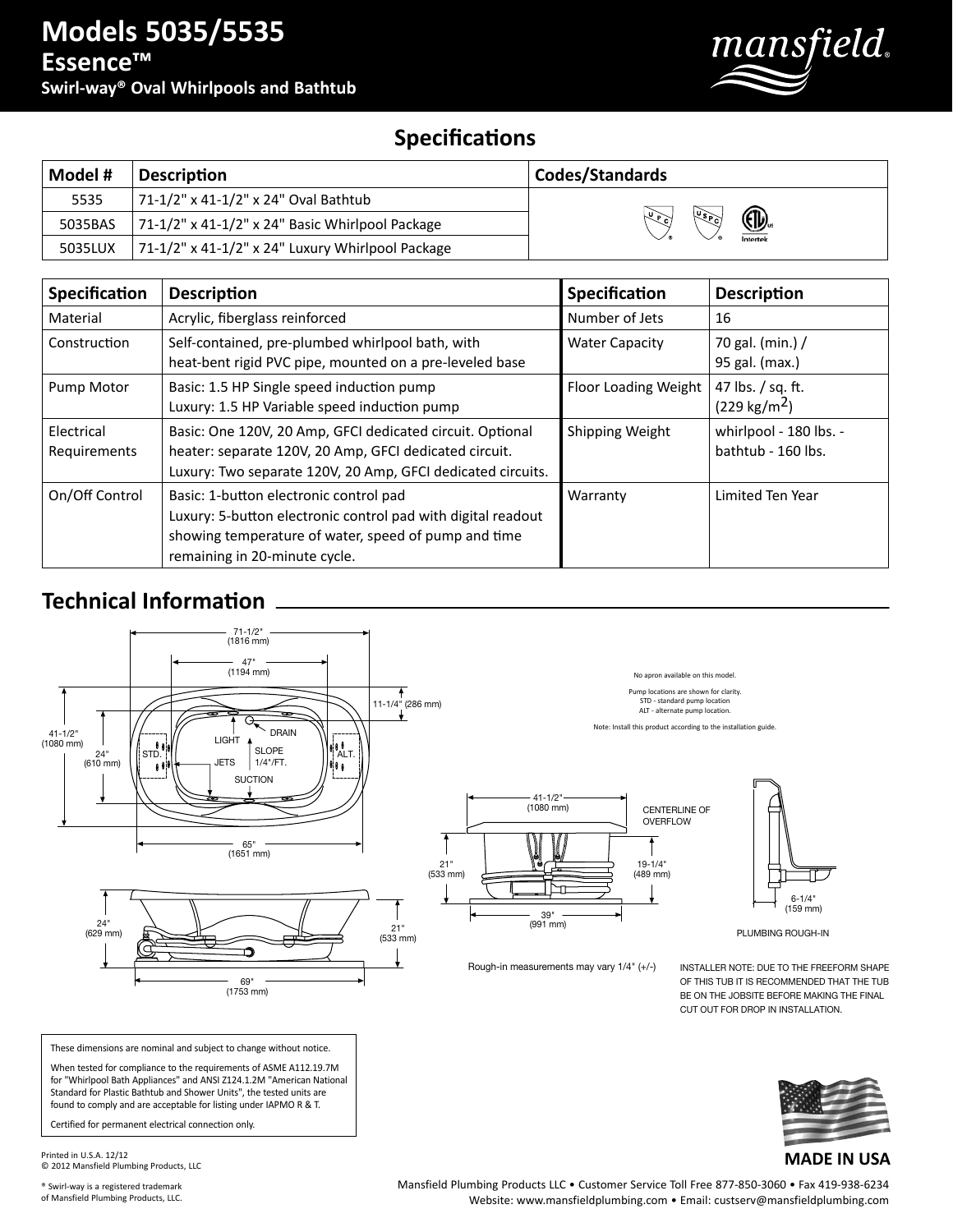# Models 5035/5535

## Essence™

### Swirl-way® Oval Whirlpools and Bathtub

mansfield®

## Specifications

| Model # | Description | Codes/Standards |
|---|---|---|
| 5535 | 71-1/2" x 41-1/2" x 24" Oval Bathtub | UPC, USPC, ETL Intertek |
| 5035BAS | 71-1/2" x 41-1/2" x 24" Basic Whirlpool Package | |
| 5035LUX | 71-1/2" x 41-1/2" x 24" Luxury Whirlpool Package | |

| Specification | Description | Specification | Description |
|---|---|---|---|
| Material | Acrylic, fiberglass reinforced | Number of Jets | 16 |
| Construction | Self-contained, pre-plumbed whirlpool bath, with heat-bent rigid PVC pipe, mounted on a pre-leveled base | Water Capacity | 70 gal. (min.) / 95 gal. (max.) |
| Pump Motor | Basic: 1.5 HP Single speed induction pump<br>Luxury: 1.5 HP Variable speed induction pump | Floor Loading Weight | 47 lbs. / sq. ft. (229 kg/m$^2$) |
| Electrical Requirements | Basic: One 120V, 20 Amp, GFCI dedicated circuit. Optional heater: separate 120V, 20 Amp, GFCI dedicated circuit.<br>Luxury: Two separate 120V, 20 Amp, GFCI dedicated circuits. | Shipping Weight | whirlpool - 180 lbs. - bathtub - 160 lbs. |
| On/Off Control | Basic: 1-button electronic control pad<br>Luxury: 5-button electronic control pad with digital readout showing temperature of water, speed of pump and time remaining in 20-minute cycle. | Warranty | Limited Ten Year |

## Technical Information

71-1/2" (1816 mm)
47" (1194 mm)
11-1/4" (286 mm)
41-1/2" (1080 mm)
24" (610 mm)
STD.
LIGHT
DRAIN
SLOPE 1/4"/FT.
JETS
SUCTION
ALT.
65" (1651 mm)
24" (629 mm)
21" (533 mm)
69" (1753 mm)
41-1/2" (1080 mm)
21" (533 mm)
19-1/4" (489 mm)
39" (991 mm)
CENTERLINE OF OVERFLOW
6-1/4" (159 mm)
PLUMBING ROUGH-IN

No apron available on this model.

Pump locations are shown for clarity.
STD - standard pump location
ALT - alternate pump location.

Note: Install this product according to the installation guide.

Rough-in measurements may vary 1/4" (+/-)

INSTALLER NOTE: DUE TO THE FREEFORM SHAPE OF THIS TUB IT IS RECOMMENDED THAT THE TUB BE ON THE JOBSITE BEFORE MAKING THE FINAL CUT OUT FOR DROP IN INSTALLATION.

These dimensions are nominal and subject to change without notice.

When tested for compliance to the requirements of ASME A112.19.7M for "Whirlpool Bath Appliances" and ANSI Z124.1.2M "American National Standard for Plastic Bathtub and Shower Units", the tested units are found to comply and are acceptable for listing under IAPMO R & T.

Certified for permanent electrical connection only.

**MADE IN USA**

Printed in U.S.A. 12/12
© 2012 Mansfield Plumbing Products, LLC

® Swirl-way is a registered trademark of Mansfield Plumbing Products, LLC.

Mansfield Plumbing Products LLC • Customer Service Toll Free 877-850-3060 • Fax 419-938-6234
Website: www.mansfieldplumbing.com • Email: custserv@mansfieldplumbing.com